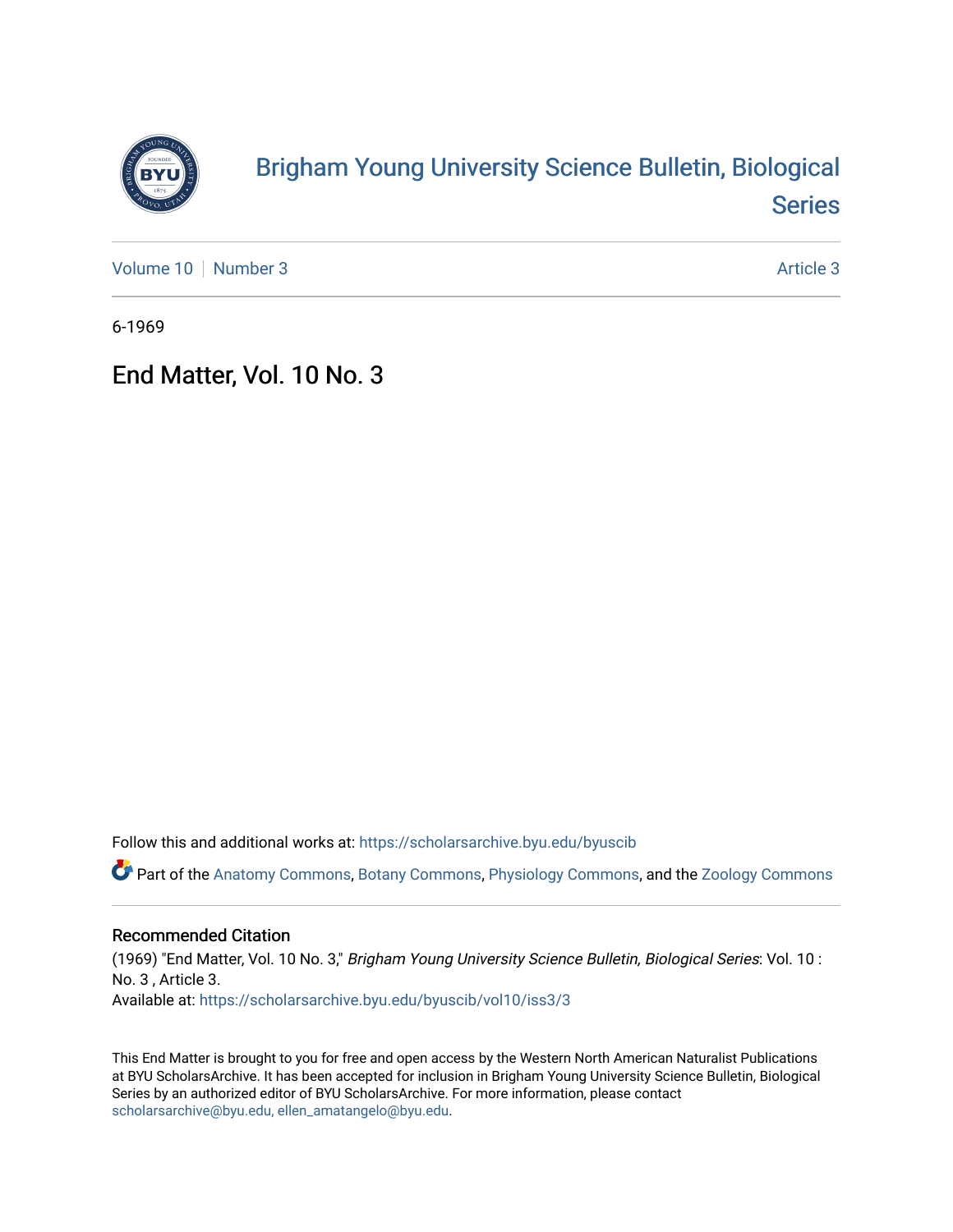# Brigham Young University Science Bulletin, Biological Series

Volume 10 | Number 3 — Article 3

6-1969

## End Matter, Vol. 10 No. 3

Follow this and additional works at: https://scholarsarchive.byu.edu/byuscib

Part of the Anatomy Commons, Botany Commons, Physiology Commons, and the Zoology Commons

### Recommended Citation

(1969) "End Matter, Vol. 10 No. 3," *Brigham Young University Science Bulletin, Biological Series*: Vol. 10 : No. 3 , Article 3.
Available at: https://scholarsarchive.byu.edu/byuscib/vol10/iss3/3

This End Matter is brought to you for free and open access by the Western North American Naturalist Publications at BYU ScholarsArchive. It has been accepted for inclusion in Brigham Young University Science Bulletin, Biological Series by an authorized editor of BYU ScholarsArchive. For more information, please contact scholarsarchive@byu.edu, ellen_amatangelo@byu.edu.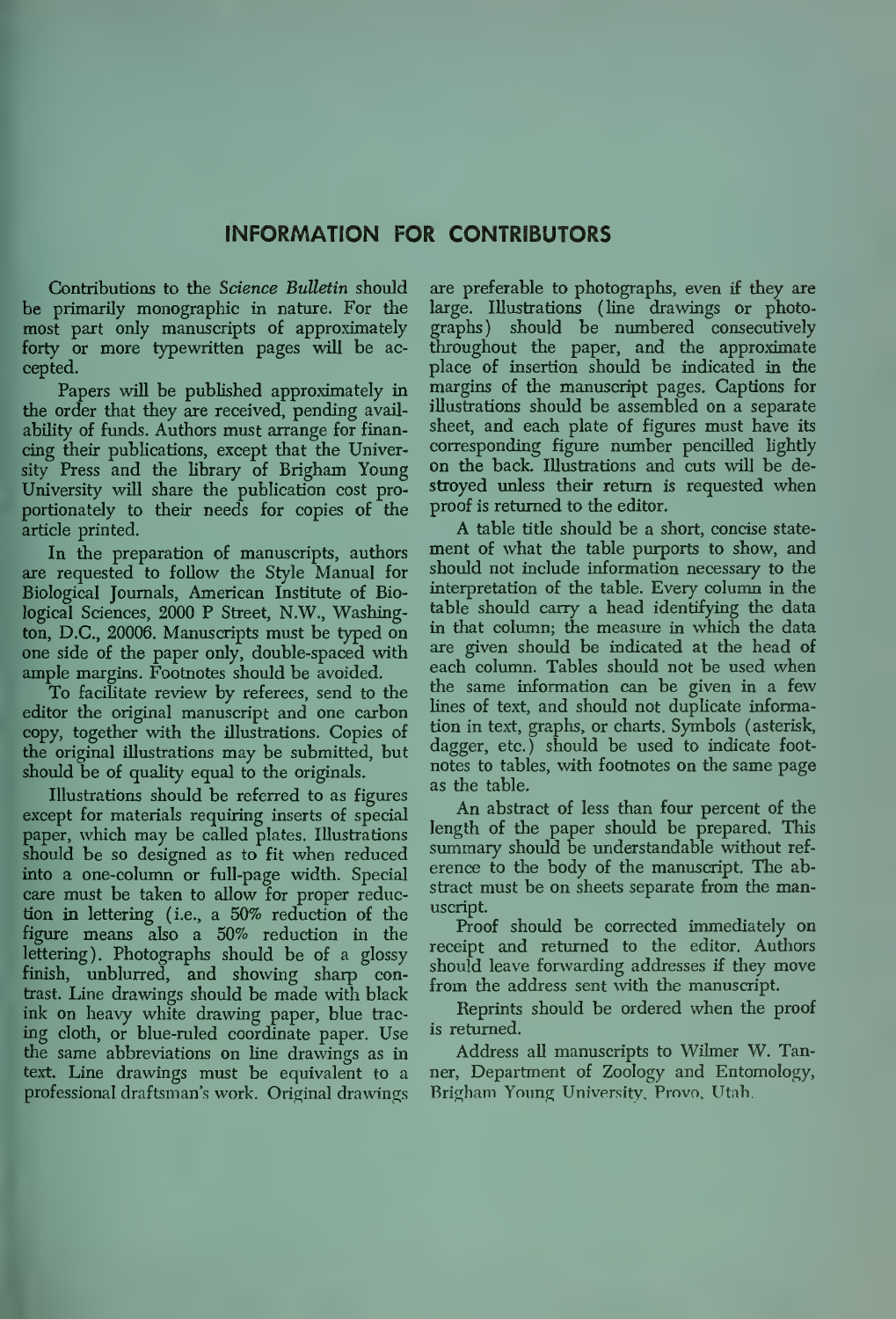## INFORMATION FOR CONTRIBUTORS

Contributions to the *Science Bulletin* should be primarily monographic in nature. For the most part only manuscripts of approximately forty or more typewritten pages will be accepted.

Papers will be published approximately in the order that they are received, pending availability of funds. Authors must arrange for financing their publications, except that the University Press and the library of Brigham Young University will share the publication cost proportionately to their needs for copies of the article printed.

In the preparation of manuscripts, authors are requested to follow the Style Manual for Biological Journals, American Institute of Biological Sciences, 2000 P Street, N.W., Washington, D.C., 20006. Manuscripts must be typed on one side of the paper only, double-spaced with ample margins. Footnotes should be avoided.

To facilitate review by referees, send to the editor the original manuscript and one carbon copy, together with the illustrations. Copies of the original illustrations may be submitted, but should be of quality equal to the originals.

Illustrations should be referred to as figures except for materials requiring inserts of special paper, which may be called plates. Illustrations should be so designed as to fit when reduced into a one-column or full-page width. Special care must be taken to allow for proper reduction in lettering (i.e., a 50% reduction of the figure means also a 50% reduction in the lettering). Photographs should be of a glossy finish, unblurred, and showing sharp contrast. Line drawings should be made with black ink on heavy white drawing paper, blue tracing cloth, or blue-ruled coordinate paper. Use the same abbreviations on line drawings as in text. Line drawings must be equivalent to a professional draftsman's work. Original drawings are preferable to photographs, even if they are large. Illustrations (line drawings or photographs) should be numbered consecutively throughout the paper, and the approximate place of insertion should be indicated in the margins of the manuscript pages. Captions for illustrations should be assembled on a separate sheet, and each plate of figures must have its corresponding figure number pencilled lightly on the back. Illustrations and cuts will be destroyed unless their return is requested when proof is returned to the editor.

A table title should be a short, concise statement of what the table purports to show, and should not include information necessary to the interpretation of the table. Every column in the table should carry a head identifying the data in that column; the measure in which the data are given should be indicated at the head of each column. Tables should not be used when the same information can be given in a few lines of text, and should not duplicate information in text, graphs, or charts. Symbols (asterisk, dagger, etc.) should be used to indicate footnotes to tables, with footnotes on the same page as the table.

An abstract of less than four percent of the length of the paper should be prepared. This summary should be understandable without reference to the body of the manuscript. The abstract must be on sheets separate from the manuscript.

Proof should be corrected immediately on receipt and returned to the editor. Authors should leave forwarding addresses if they move from the address sent with the manuscript.

Reprints should be ordered when the proof is returned.

Address all manuscripts to Wilmer W. Tanner, Department of Zoology and Entomology, Brigham Young University, Provo, Utah.